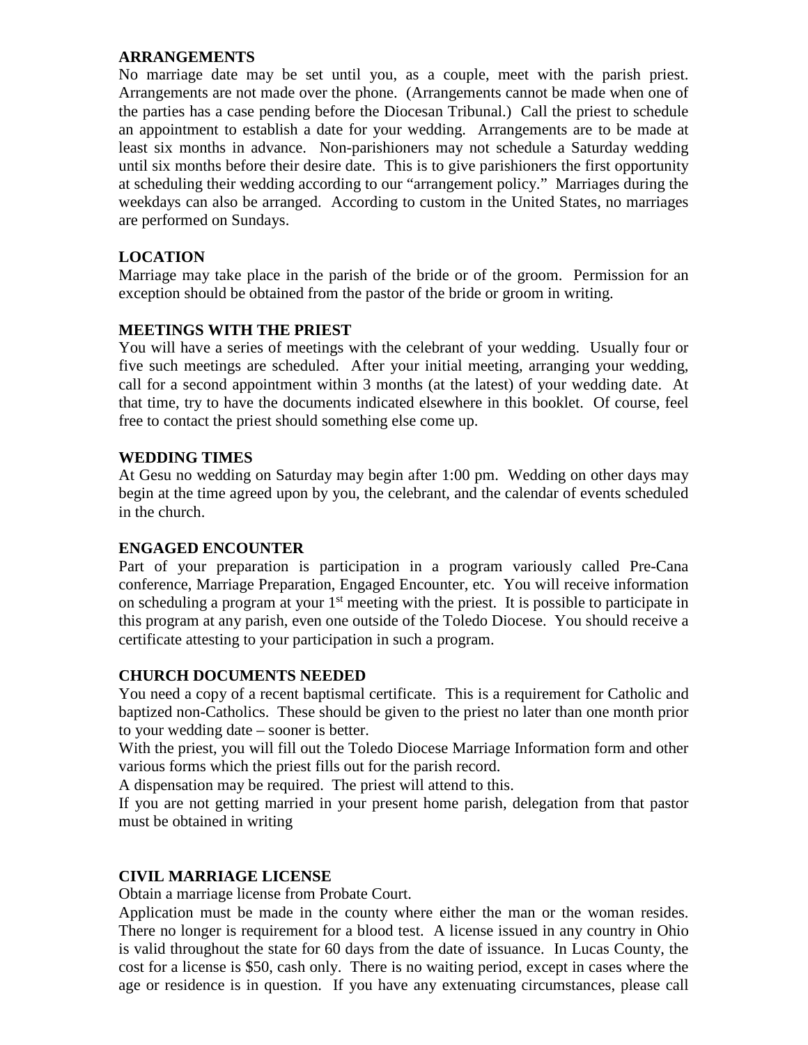## ARRANGEMENTS

No marriage date may be set until you, as a couple, meet with the parish priest. Arrangements are not made over the phone. (Arrangements cannot be made when one of the parties has a case pending before the Diocesan Tribunal.) Call the priest to schedule an appointment to establish a date for your wedding. Arrangements are to be made at least six months in advance. Non-parishioners may not schedule a Saturday wedding until six months before their desire date. This is to give parishioners the first opportunity at scheduling their wedding according to our "arrangement policy." Marriages during the weekdays can also be arranged. According to custom in the United States, no marriages are performed on Sundays.

## LOCATION

Marriage may take place in the parish of the bride or of the groom. Permission for an exception should be obtained from the pastor of the bride or groom in writing.

## MEETINGS WITH THE PRIEST

You will have a series of meetings with the celebrant of your wedding. Usually four or five such meetings are scheduled. After your initial meeting, arranging your wedding, call for a second appointment within 3 months (at the latest) of your wedding date. At that time, try to have the documents indicated elsewhere in this booklet. Of course, feel free to contact the priest should something else come up.

## WEDDING TIMES

At Gesu no wedding on Saturday may begin after 1:00 pm. Wedding on other days may begin at the time agreed upon by you, the celebrant, and the calendar of events scheduled in the church.

## ENGAGED ENCOUNTER

Part of your preparation is participation in a program variously called Pre-Cana conference, Marriage Preparation, Engaged Encounter, etc. You will receive information on scheduling a program at your 1st meeting with the priest. It is possible to participate in this program at any parish, even one outside of the Toledo Diocese. You should receive a certificate attesting to your participation in such a program.

## CHURCH DOCUMENTS NEEDED

You need a copy of a recent baptismal certificate. This is a requirement for Catholic and baptized non-Catholics. These should be given to the priest no later than one month prior to your wedding date – sooner is better.

With the priest, you will fill out the Toledo Diocese Marriage Information form and other various forms which the priest fills out for the parish record.

A dispensation may be required. The priest will attend to this.

If you are not getting married in your present home parish, delegation from that pastor must be obtained in writing

## CIVIL MARRIAGE LICENSE

Obtain a marriage license from Probate Court.

Application must be made in the county where either the man or the woman resides. There no longer is requirement for a blood test. A license issued in any country in Ohio is valid throughout the state for 60 days from the date of issuance. In Lucas County, the cost for a license is $50, cash only. There is no waiting period, except in cases where the age or residence is in question. If you have any extenuating circumstances, please call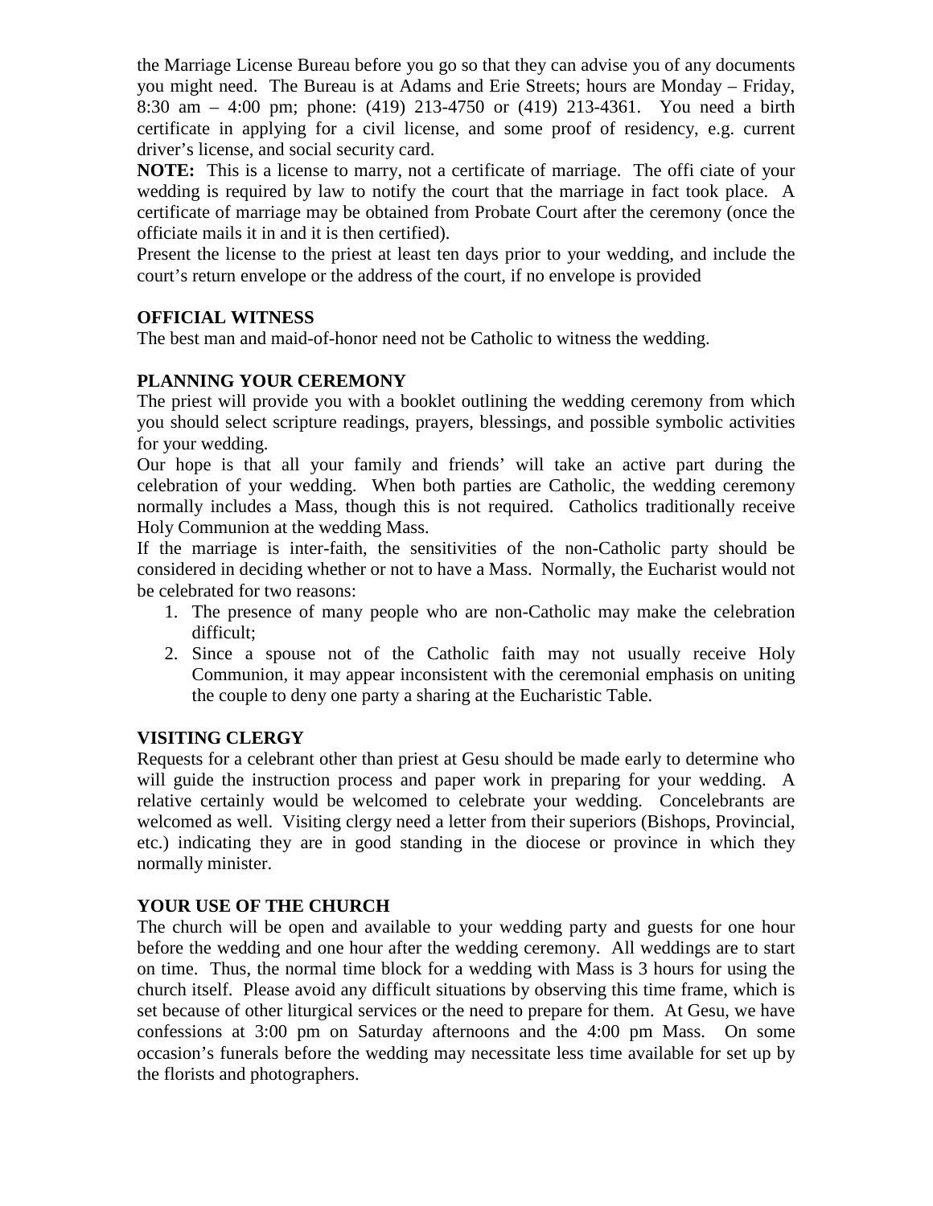the Marriage License Bureau before you go so that they can advise you of any documents you might need. The Bureau is at Adams and Erie Streets; hours are Monday – Friday, 8:30 am – 4:00 pm; phone: (419) 213-4750 or (419) 213-4361. You need a birth certificate in applying for a civil license, and some proof of residency, e.g. current driver's license, and social security card.

**NOTE:** This is a license to marry, not a certificate of marriage. The offi ciate of your wedding is required by law to notify the court that the marriage in fact took place. A certificate of marriage may be obtained from Probate Court after the ceremony (once the officiate mails it in and it is then certified).

Present the license to the priest at least ten days prior to your wedding, and include the court's return envelope or the address of the court, if no envelope is provided

## OFFICIAL WITNESS

The best man and maid-of-honor need not be Catholic to witness the wedding.

## PLANNING YOUR CEREMONY

The priest will provide you with a booklet outlining the wedding ceremony from which you should select scripture readings, prayers, blessings, and possible symbolic activities for your wedding.

Our hope is that all your family and friends' will take an active part during the celebration of your wedding. When both parties are Catholic, the wedding ceremony normally includes a Mass, though this is not required. Catholics traditionally receive Holy Communion at the wedding Mass.

If the marriage is inter-faith, the sensitivities of the non-Catholic party should be considered in deciding whether or not to have a Mass. Normally, the Eucharist would not be celebrated for two reasons:

1. The presence of many people who are non-Catholic may make the celebration difficult;
2. Since a spouse not of the Catholic faith may not usually receive Holy Communion, it may appear inconsistent with the ceremonial emphasis on uniting the couple to deny one party a sharing at the Eucharistic Table.

## VISITING CLERGY

Requests for a celebrant other than priest at Gesu should be made early to determine who will guide the instruction process and paper work in preparing for your wedding. A relative certainly would be welcomed to celebrate your wedding. Concelebrants are welcomed as well. Visiting clergy need a letter from their superiors (Bishops, Provincial, etc.) indicating they are in good standing in the diocese or province in which they normally minister.

## YOUR USE OF THE CHURCH

The church will be open and available to your wedding party and guests for one hour before the wedding and one hour after the wedding ceremony. All weddings are to start on time. Thus, the normal time block for a wedding with Mass is 3 hours for using the church itself. Please avoid any difficult situations by observing this time frame, which is set because of other liturgical services or the need to prepare for them. At Gesu, we have confessions at 3:00 pm on Saturday afternoons and the 4:00 pm Mass. On some occasion's funerals before the wedding may necessitate less time available for set up by the florists and photographers.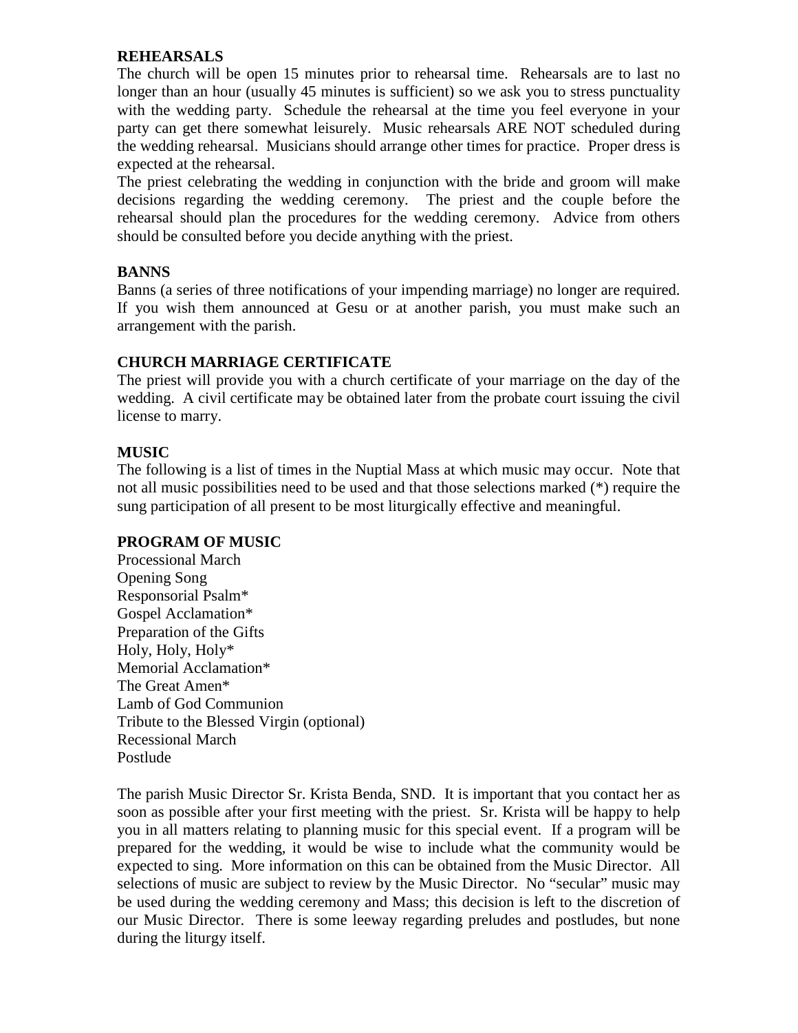**REHEARSALS**

The church will be open 15 minutes prior to rehearsal time. Rehearsals are to last no longer than an hour (usually 45 minutes is sufficient) so we ask you to stress punctuality with the wedding party. Schedule the rehearsal at the time you feel everyone in your party can get there somewhat leisurely. Music rehearsals ARE NOT scheduled during the wedding rehearsal. Musicians should arrange other times for practice. Proper dress is expected at the rehearsal.

The priest celebrating the wedding in conjunction with the bride and groom will make decisions regarding the wedding ceremony. The priest and the couple before the rehearsal should plan the procedures for the wedding ceremony. Advice from others should be consulted before you decide anything with the priest.

**BANNS**

Banns (a series of three notifications of your impending marriage) no longer are required. If you wish them announced at Gesu or at another parish, you must make such an arrangement with the parish.

**CHURCH MARRIAGE CERTIFICATE**

The priest will provide you with a church certificate of your marriage on the day of the wedding. A civil certificate may be obtained later from the probate court issuing the civil license to marry.

**MUSIC**

The following is a list of times in the Nuptial Mass at which music may occur. Note that not all music possibilities need to be used and that those selections marked (*) require the sung participation of all present to be most liturgically effective and meaningful.

**PROGRAM OF MUSIC**

Processional March
Opening Song
Responsorial Psalm*
Gospel Acclamation*
Preparation of the Gifts
Holy, Holy, Holy*
Memorial Acclamation*
The Great Amen*
Lamb of God Communion
Tribute to the Blessed Virgin (optional)
Recessional March
Postlude

The parish Music Director Sr. Krista Benda, SND. It is important that you contact her as soon as possible after your first meeting with the priest. Sr. Krista will be happy to help you in all matters relating to planning music for this special event. If a program will be prepared for the wedding, it would be wise to include what the community would be expected to sing. More information on this can be obtained from the Music Director. All selections of music are subject to review by the Music Director. No "secular" music may be used during the wedding ceremony and Mass; this decision is left to the discretion of our Music Director. There is some leeway regarding preludes and postludes, but none during the liturgy itself.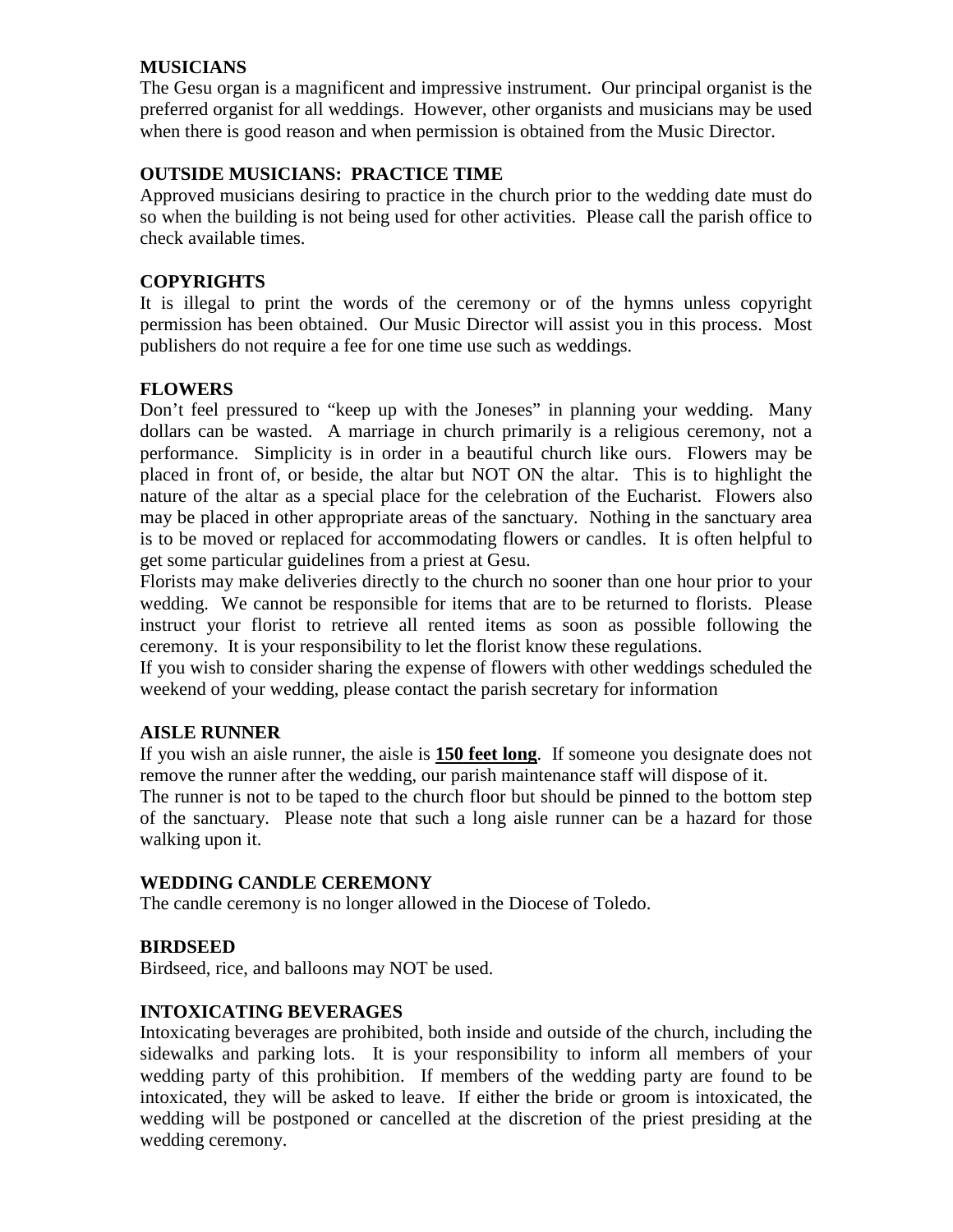## MUSICIANS

The Gesu organ is a magnificent and impressive instrument. Our principal organist is the preferred organist for all weddings. However, other organists and musicians may be used when there is good reason and when permission is obtained from the Music Director.

## OUTSIDE MUSICIANS: PRACTICE TIME

Approved musicians desiring to practice in the church prior to the wedding date must do so when the building is not being used for other activities. Please call the parish office to check available times.

## COPYRIGHTS

It is illegal to print the words of the ceremony or of the hymns unless copyright permission has been obtained. Our Music Director will assist you in this process. Most publishers do not require a fee for one time use such weddings.

## FLOWERS

Don't feel pressured to "keep up with the Joneses" in planning your wedding. Many dollars can be wasted. A marriage in church primarily is a religious ceremony, not a performance. Simplicity is in order in a beautiful church like ours. Flowers may be placed in front of, or beside, the altar but NOT ON the altar. This is to highlight the nature of the altar as a special place for the celebration of the Eucharist. Flowers also may be placed in other appropriate areas of the sanctuary. Nothing in the sanctuary area is to be moved or replaced for accommodating flowers or candles. It is often helpful to get some particular guidelines from a priest at Gesu.

Florists may make deliveries directly to the church no sooner than one hour prior to your wedding. We cannot be responsible for items that are to be returned to florists. Please instruct your florist to retrieve all rented items as soon as possible following the ceremony. It is your responsibility to let the florist know these regulations.

If you wish to consider sharing the expense of flowers with other weddings scheduled the weekend of your wedding, please contact the parish secretary for information

## AISLE RUNNER

If you wish an aisle runner, the aisle is **150 feet long**. If someone you designate does not remove the runner after the wedding, our parish maintenance staff will dispose of it.

The runner is not to be taped to the church floor but should be pinned to the bottom step of the sanctuary. Please note that such a long aisle runner can be a hazard for those walking upon it.

## WEDDING CANDLE CEREMONY

The candle ceremony is no longer allowed in the Diocese of Toledo.

## BIRDSEED

Birdseed, rice, and balloons may NOT be used.

## INTOXICATING BEVERAGES

Intoxicating beverages are prohibited, both inside and outside of the church, including the sidewalks and parking lots. It is your responsibility to inform all members of your wedding party of this prohibition. If members of the wedding party are found to be intoxicated, they will be asked to leave. If either the bride or groom is intoxicated, the wedding will be postponed or cancelled at the discretion of the priest presiding at the wedding ceremony.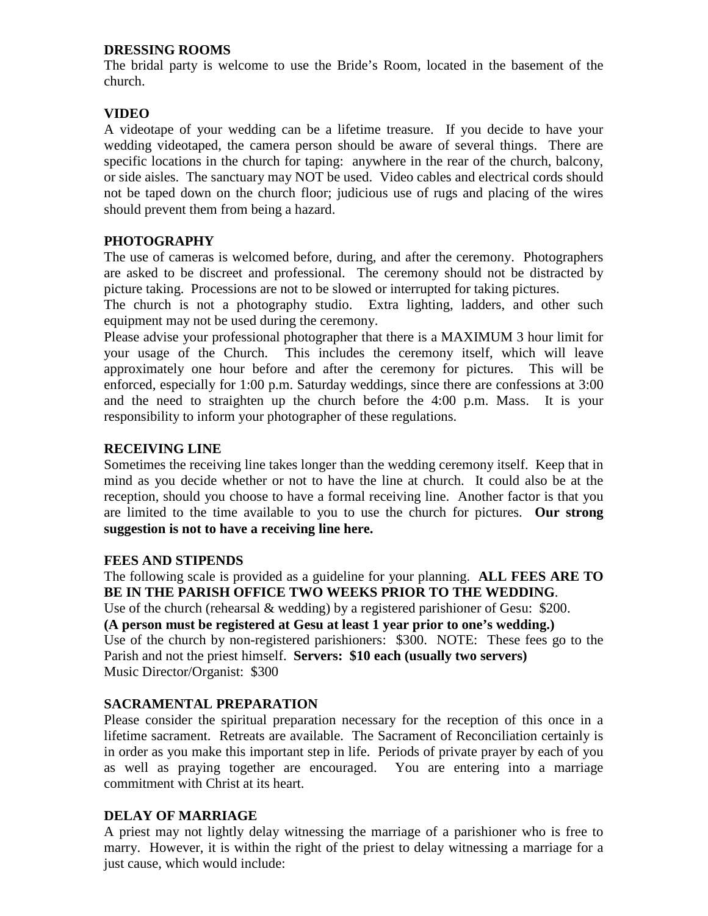**DRESSING ROOMS**
The bridal party is welcome to use the Bride's Room, located in the basement of the church.

**VIDEO**
A videotape of your wedding can be a lifetime treasure. If you decide to have your wedding videotaped, the camera person should be aware of several things. There are specific locations in the church for taping: anywhere in the rear of the church, balcony, or side aisles. The sanctuary may NOT be used. Video cables and electrical cords should not be taped down on the church floor; judicious use of rugs and placing of the wires should prevent them from being a hazard.

**PHOTOGRAPHY**
The use of cameras is welcomed before, during, and after the ceremony. Photographers are asked to be discreet and professional. The ceremony should not be distracted by picture taking. Processions are not to be slowed or interrupted for taking pictures.
The church is not a photography studio. Extra lighting, ladders, and other such equipment may not be used during the ceremony.
Please advise your professional photographer that there is a MAXIMUM 3 hour limit for your usage of the Church. This includes the ceremony itself, which will leave approximately one hour before and after the ceremony for pictures. This will be enforced, especially for 1:00 p.m. Saturday weddings, since there are confessions at 3:00 and the need to straighten up the church before the 4:00 p.m. Mass. It is your responsibility to inform your photographer of these regulations.

**RECEIVING LINE**
Sometimes the receiving line takes longer than the wedding ceremony itself. Keep that in mind as you decide whether or not to have the line at church. It could also be at the reception, should you choose to have a formal receiving line. Another factor is that you are limited to the time available to you to use the church for pictures. **Our strong suggestion is not to have a receiving line here.**

**FEES AND STIPENDS**
The following scale is provided as a guideline for your planning. **ALL FEES ARE TO BE IN THE PARISH OFFICE TWO WEEKS PRIOR TO THE WEDDING**.
Use of the church (rehearsal & wedding) by a registered parishioner of Gesu: $200.
**(A person must be registered at Gesu at least 1 year prior to one's wedding.)**
Use of the church by non-registered parishioners: $300. NOTE: These fees go to the Parish and not the priest himself. **Servers: $10 each (usually two servers)**
Music Director/Organist: $300

**SACRAMENTAL PREPARATION**
Please consider the spiritual preparation necessary for the reception of this once in a lifetime sacrament. Retreats are available. The Sacrament of Reconciliation certainly is in order as you make this important step in life. Periods of private prayer by each of you as well as praying together are encouraged. You are entering into a marriage commitment with Christ at its heart.

**DELAY OF MARRIAGE**
A priest may not lightly delay witnessing the marriage of a parishioner who is free to marry. However, it is within the right of the priest to delay witnessing a marriage for a just cause, which would include: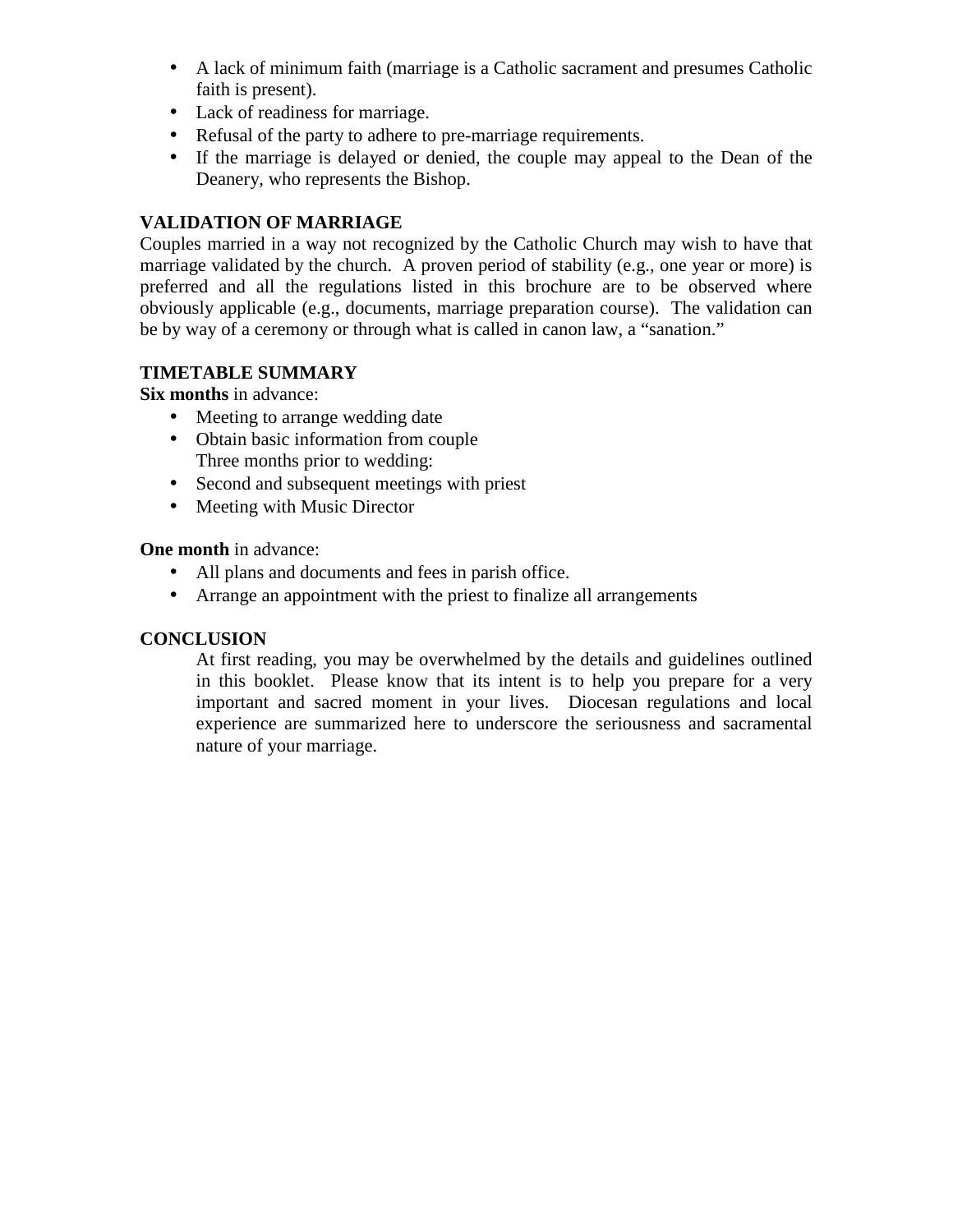- A lack of minimum faith (marriage is a Catholic sacrament and presumes Catholic faith is present).
- Lack of readiness for marriage.
- Refusal of the party to adhere to pre-marriage requirements.
- If the marriage is delayed or denied, the couple may appeal to the Dean of the Deanery, who represents the Bishop.

**VALIDATION OF MARRIAGE**

Couples married in a way not recognized by the Catholic Church may wish to have that marriage validated by the church. A proven period of stability (e.g., one year or more) is preferred and all the regulations listed in this brochure are to be observed where obviously applicable (e.g., documents, marriage preparation course). The validation can be by way of a ceremony or through what is called in canon law, a "sanation."

**TIMETABLE SUMMARY**

**Six months** in advance:

- Meeting to arrange wedding date
- Obtain basic information from couple
  Three months prior to wedding:
- Second and subsequent meetings with priest
- Meeting with Music Director

**One month** in advance:

- All plans and documents and fees in parish office.
- Arrange an appointment with the priest to finalize all arrangements

**CONCLUSION**

At first reading, you may be overwhelmed by the details and guidelines outlined in this booklet. Please know that its intent is to help you prepare for a very important and sacred moment in your lives. Diocesan regulations and local experience are summarized here to underscore the seriousness and sacramental nature of your marriage.